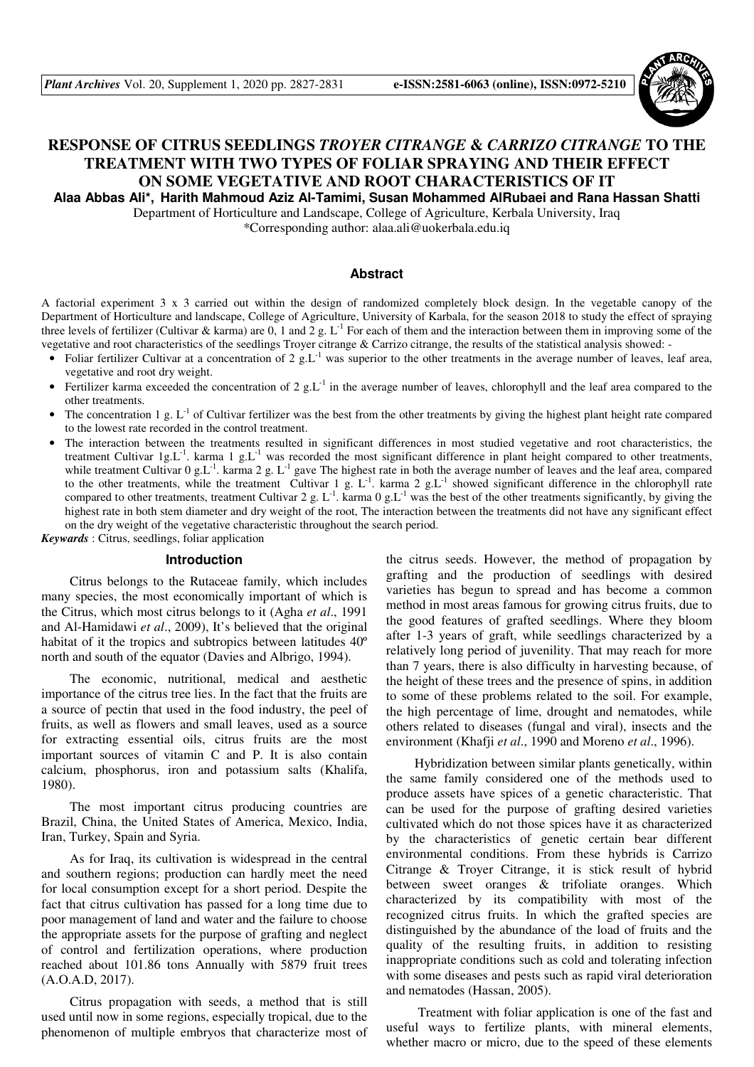# RESPONSE OF CITRUS SEEDLINGS *TROYER CITRANGE* & *CARRIZO CITRANGE* TO THE TREATMENT WITH TWO TYPES OF FOLIAR SPRAYING AND THEIR EFFECT ON SOME VEGETATIVE AND ROOT CHARACTERISTICS OF IT

**Alaa Abbas Ali\*, Harith Mahmoud Aziz Al-Tamimi, Susan Mohammed AlRubaei and Rana Hassan Shatti**

Department of Horticulture and Landscape, College of Agriculture, Kerbala University, Iraq

\*Corresponding author: alaa.ali@uokerbala.edu.iq

## Abstract

A factorial experiment 3 x 3 carried out within the design of randomized completely block design. In the vegetable canopy of the Department of Horticulture and landscape, College of Agriculture, University of Karbala, for the season 2018 to study the effect of spraying three levels of fertilizer (Cultivar & karma) are 0, 1 and 2 g. $L^{-1}$ For each of them and the interaction between them in improving some of the vegetative and root characteristics of the seedlings Troyer citrange & Carrizo citrange, the results of the statistical analysis showed: -

- Foliar fertilizer Cultivar at a concentration of 2 g.$L^{-1}$ was superior to the other treatments in the average number of leaves, leaf area, vegetative and root dry weight.
- Fertilizer karma exceeded the concentration of 2 g.$L^{-1}$ in the average number of leaves, chlorophyll and the leaf area compared to the other treatments.
- The concentration 1 g. $L^{-1}$ of Cultivar fertilizer was the best from the other treatments by giving the highest plant height rate compared to the lowest rate recorded in the control treatment.
- The interaction between the treatments resulted in significant differences in most studied vegetative and root characteristics, the treatment Cultivar 1g.$L^{-1}$. karma 1 g.$L^{-1}$ was recorded the most significant difference in plant height compared to other treatments, while treatment Cultivar 0 g.$L^{-1}$. karma 2 g. $L^{-1}$ gave The highest rate in both the average number of leaves and the leaf area, compared to the other treatments, while the treatment Cultivar 1 g. $L^{-1}$. karma 2 g.$L^{-1}$ showed significant difference in the chlorophyll rate compared to other treatments, treatment Cultivar 2 g. $L^{-1}$. karma 0 g.$L^{-1}$ was the best of the other treatments significantly, by giving the highest rate in both stem diameter and dry weight of the root, The interaction between the treatments did not have any significant effect on the dry weight of the vegetative characteristic throughout the search period.

***Keywords*** : Citrus, seedlings, foliar application

## Introduction

Citrus belongs to the Rutaceae family, which includes many species, the most economically important of which is the Citrus, which most citrus belongs to it (Agha *et al*., 1991 and Al-Hamidawi *et al*., 2009), It's believed that the original habitat of it the tropics and subtropics between latitudes 40º north and south of the equator (Davies and Albrigo, 1994).

The economic, nutritional, medical and aesthetic importance of the citrus tree lies. In the fact that the fruits are a source of pectin that used in the food industry, the peel of fruits, as well as flowers and small leaves, used as a source for extracting essential oils, citrus fruits are the most important sources of vitamin C and P. It is also contain calcium, phosphorus, iron and potassium salts (Khalifa, 1980).

The most important citrus producing countries are Brazil, China, the United States of America, Mexico, India, Iran, Turkey, Spain and Syria.

As for Iraq, its cultivation is widespread in the central and southern regions; production can hardly meet the need for local consumption except for a short period. Despite the fact that citrus cultivation has passed for a long time due to poor management of land and water and the failure to choose the appropriate assets for the purpose of grafting and neglect of control and fertilization operations, where production reached about 101.86 tons Annually with 5879 fruit trees (A.O.A.D, 2017).

Citrus propagation with seeds, a method that is still used until now in some regions, especially tropical, due to the phenomenon of multiple embryos that characterize most of the citrus seeds. However, the method of propagation by grafting and the production of seedlings with desired varieties has begun to spread and has become a common method in most areas famous for growing citrus fruits, due to the good features of grafted seedlings. Where they bloom after 1-3 years of graft, while seedlings characterized by a relatively long period of juvenility. That may reach for more than 7 years, there is also difficulty in harvesting because, of the height of these trees and the presence of spins, in addition to some of these problems related to the soil. For example, the high percentage of lime, drought and nematodes, while others related to diseases (fungal and viral), insects and the environment (Khafji *et al*., 1990 and Moreno *et al*., 1996).

Hybridization between similar plants genetically, within the same family considered one of the methods used to produce assets have spices of a genetic characteristic. That can be used for the purpose of grafting desired varieties cultivated which do not those spices have it as characterized by the characteristics of genetic certain bear different environmental conditions. From these hybrids is Carrizo Citrange & Troyer Citrange, it is stick result of hybrid between sweet oranges & trifoliate oranges. Which characterized by its compatibility with most of the recognized citrus fruits. In which the grafted species are distinguished by the abundance of the load of fruits and the quality of the resulting fruits, in addition to resisting inappropriate conditions such as cold and tolerating infection with some diseases and pests such as rapid viral deterioration and nematodes (Hassan, 2005).

Treatment with foliar application is one of the fast and useful ways to fertilize plants, with mineral elements, whether macro or micro, due to the speed of these elements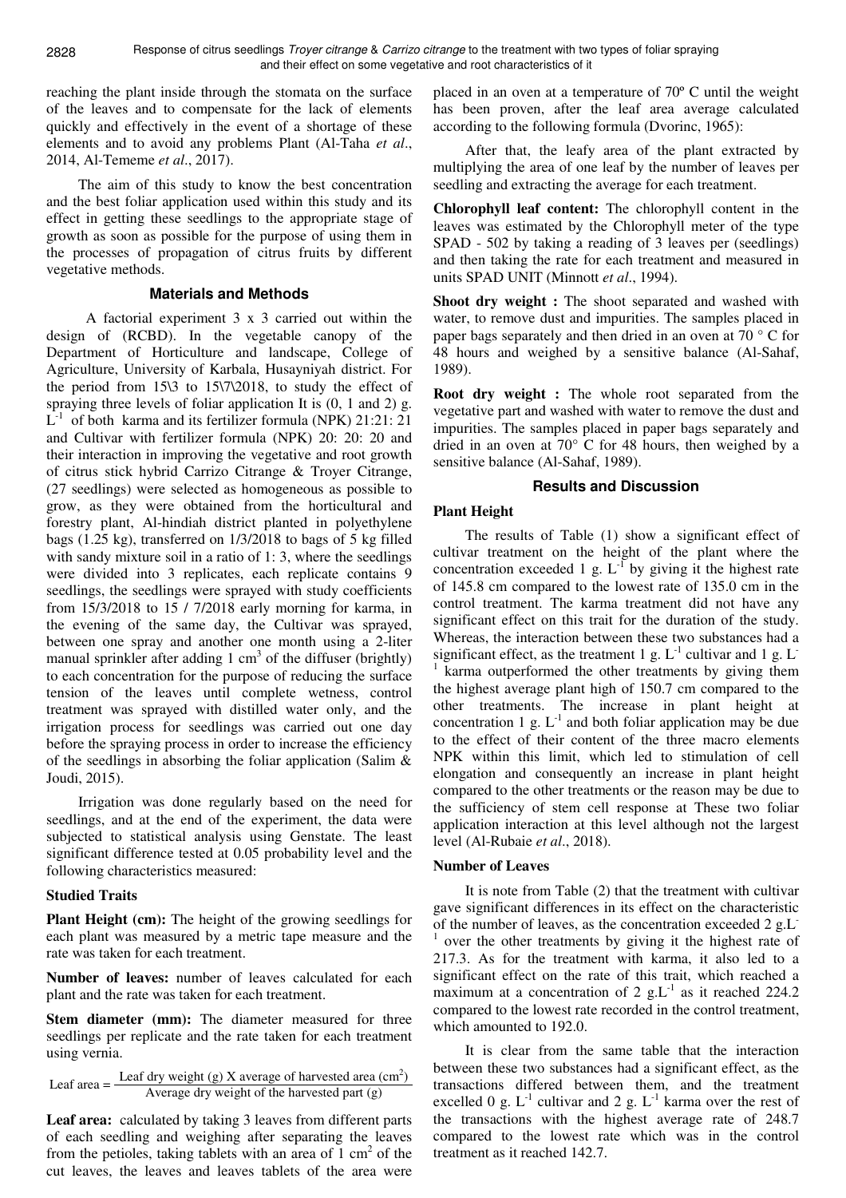reaching the plant inside through the stomata on the surface of the leaves and to compensate for the lack of elements quickly and effectively in the event of a shortage of these elements and to avoid any problems Plant (Al-Taha *et al*., 2014, Al-Tememe *et al*., 2017).

The aim of this study to know the best concentration and the best foliar application used within this study and its effect in getting these seedlings to the appropriate stage of growth as soon as possible for the purpose of using them in the processes of propagation of citrus fruits by different vegetative methods.

## Materials and Methods

A factorial experiment 3 x 3 carried out within the design of (RCBD). In the vegetable canopy of the Department of Horticulture and landscape, College of Agriculture, University of Karbala, Husayniyah district. For the period from 15\3 to 15\7\2018, to study the effect of spraying three levels of foliar application It is (0, 1 and 2) g. $L^{-1}$ of both karma and its fertilizer formula (NPK) 21:21: 21 and Cultivar with fertilizer formula (NPK) 20: 20: 20 and their interaction in improving the vegetative and root growth of citrus stick hybrid Carrizo Citrange & Troyer Citrange, (27 seedlings) were selected as homogeneous as possible to grow, as they were obtained from the horticultural and forestry plant, Al-hindiah district planted in polyethylene bags (1.25 kg), transferred on 1/3/2018 to bags of 5 kg filled with sandy mixture soil in a ratio of 1: 3, where the seedlings were divided into 3 replicates, each replicate contains 9 seedlings, the seedlings were sprayed with study coefficients from 15/3/2018 to 15 / 7/2018 early morning for karma, in the evening of the same day, the Cultivar was sprayed, between one spray and another one month using a 2-liter manual sprinkler after adding 1 $cm^3$ of the diffuser (brightly) to each concentration for the purpose of reducing the surface tension of the leaves until complete wetness, control treatment was sprayed with distilled water only, and the irrigation process for seedlings was carried out one day before the spraying process in order to increase the efficiency of the seedlings in absorbing the foliar application (Salim & Joudi, 2015).

Irrigation was done regularly based on the need for seedlings, and at the end of the experiment, the data were subjected to statistical analysis using Genstate. The least significant difference tested at 0.05 probability level and the following characteristics measured:

### Studied Traits

**Plant Height (cm):** The height of the growing seedlings for each plant was measured by a metric tape measure and the rate was taken for each treatment.

**Number of leaves:** number of leaves calculated for each plant and the rate was taken for each treatment.

**Stem diameter (mm):** The diameter measured for three seedlings per replicate and the rate taken for each treatment using vernia.

$$\text{Leaf area} = \frac{\text{Leaf dry weight (g) X average of harvested area (cm}^2\text{)}}{\text{Average dry weight of the harvested part (g)}}$$

**Leaf area:** calculated by taking 3 leaves from different parts of each seedling and weighing after separating the leaves from the petioles, taking tablets with an area of 1 $cm^2$ of the cut leaves, the leaves and leaves tablets of the area were placed in an oven at a temperature of 70º C until the weight has been proven, after the leaf area average calculated according to the following formula (Dvorinc, 1965):

After that, the leafy area of the plant extracted by multiplying the area of one leaf by the number of leaves per seedling and extracting the average for each treatment.

**Chlorophyll leaf content:** The chlorophyll content in the leaves was estimated by the Chlorophyll meter of the type SPAD - 502 by taking a reading of 3 leaves per (seedlings) and then taking the rate for each treatment and measured in units SPAD UNIT (Minnott *et al*., 1994).

**Shoot dry weight :** The shoot separated and washed with water, to remove dust and impurities. The samples placed in paper bags separately and then dried in an oven at 70 ° C for 48 hours and weighed by a sensitive balance (Al-Sahaf, 1989).

**Root dry weight :** The whole root separated from the vegetative part and washed with water to remove the dust and impurities. The samples placed in paper bags separately and dried in an oven at 70° C for 48 hours, then weighed by a sensitive balance (Al-Sahaf, 1989).

## Results and Discussion

### Plant Height

The results of Table (1) show a significant effect of cultivar treatment on the height of the plant where the concentration exceeded 1 g. $L^{-1}$ by giving it the highest rate of 145.8 cm compared to the lowest rate of 135.0 cm in the control treatment. The karma treatment did not have any significant effect on this trait for the duration of the study. Whereas, the interaction between these two substances had a significant effect, as the treatment 1 g. $L^{-1}$ cultivar and 1 g. $L^{-1}$ karma outperformed the other treatments by giving them the highest average plant high of 150.7 cm compared to the other treatments. The increase in plant height at concentration 1 g. $L^{-1}$ and both foliar application may be due to the effect of their content of the three macro elements NPK within this limit, which led to stimulation of cell elongation and consequently an increase in plant height compared to the other treatments or the reason may be due to the sufficiency of stem cell response at These two foliar application interaction at this level although not the largest level (Al-Rubaie *et al*., 2018).

### Number of Leaves

It is note from Table (2) that the treatment with cultivar gave significant differences in its effect on the characteristic of the number of leaves, as the concentration exceeded 2 g.$L^{-1}$ over the other treatments by giving it the highest rate of 217.3. As for the treatment with karma, it also led to a significant effect on the rate of this trait, which reached a maximum at a concentration of 2 g.$L^{-1}$ as it reached 224.2 compared to the lowest rate recorded in the control treatment, which amounted to 192.0.

It is clear from the same table that the interaction between these two substances had a significant effect, as the transactions differed between them, and the treatment excelled 0 g. $L^{-1}$ cultivar and 2 g. $L^{-1}$ karma over the rest of the transactions with the highest average rate of 248.7 compared to the lowest rate which was in the control treatment as it reached 142.7.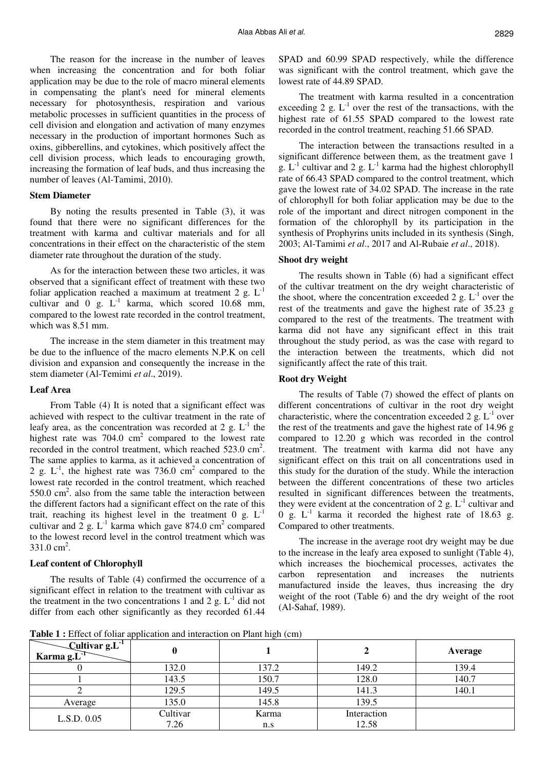The reason for the increase in the number of leaves when increasing the concentration and for both foliar application may be due to the role of macro mineral elements in compensating the plant's need for mineral elements necessary for photosynthesis, respiration and various metabolic processes in sufficient quantities in the process of cell division and elongation and activation of many enzymes necessary in the production of important hormones Such as oxins, gibberellins, and cytokines, which positively affect the cell division process, which leads to encouraging growth, increasing the formation of leaf buds, and thus increasing the number of leaves (Al-Tamimi, 2010).

### Stem Diameter

By noting the results presented in Table (3), it was found that there were no significant differences for the treatment with karma and cultivar materials and for all concentrations in their effect on the characteristic of the stem diameter rate throughout the duration of the study.

As for the interaction between these two articles, it was observed that a significant effect of treatment with these two foliar application reached a maximum at treatment 2 g. $L^{-1}$ cultivar and 0 g. $L^{-1}$ karma, which scored 10.68 mm, compared to the lowest rate recorded in the control treatment, which was 8.51 mm.

The increase in the stem diameter in this treatment may be due to the influence of the macro elements N.P.K on cell division and expansion and consequently the increase in the stem diameter (Al-Temimi *et al*., 2019).

### Leaf Area

From Table (4) It is noted that a significant effect was achieved with respect to the cultivar treatment in the rate of leafy area, as the concentration was recorded at 2 g. $L^{-1}$ the highest rate was 704.0 $cm^2$ compared to the lowest rate recorded in the control treatment, which reached 523.0 $cm^2$. The same applies to karma, as it achieved a concentration of 2 g. $L^{-1}$, the highest rate was 736.0 $cm^2$ compared to the lowest rate recorded in the control treatment, which reached 550.0 $cm^2$. also from the same table the interaction between the different factors had a significant effect on the rate of this trait, reaching its highest level in the treatment 0 g. $L^{-1}$ cultivar and 2 g. $L^{-1}$ karma which gave 874.0 $cm^2$ compared to the lowest record level in the control treatment which was 331.0 $cm^2$.

### Leaf content of Chlorophyll

The results of Table (4) confirmed the occurrence of a significant effect in relation to the treatment with cultivar as the treatment in the two concentrations 1 and 2 g. $L^{-1}$ did not differ from each other significantly as they recorded 61.44 SPAD and 60.99 SPAD respectively, while the difference was significant with the control treatment, which gave the lowest rate of 44.89 SPAD.

The treatment with karma resulted in a concentration exceeding 2 g. $L^{-1}$ over the rest of the transactions, with the highest rate of 61.55 SPAD compared to the lowest rate recorded in the control treatment, reaching 51.66 SPAD.

The interaction between the transactions resulted in a significant difference between them, as the treatment gave 1 g. $L^{-1}$ cultivar and 2 g. $L^{-1}$ karma had the highest chlorophyll rate of 66.43 SPAD compared to the control treatment, which gave the lowest rate of 34.02 SPAD. The increase in the rate of chlorophyll for both foliar application may be due to the role of the important and direct nitrogen component in the formation of the chlorophyll by its participation in the synthesis of Prophyrins units included in its synthesis (Singh, 2003; Al-Tamimi *et al*., 2017 and Al-Rubaie *et al*., 2018).

### Shoot dry weight

The results shown in Table (6) had a significant effect of the cultivar treatment on the dry weight characteristic of the shoot, where the concentration exceeded 2 g. $L^{-1}$ over the rest of the treatments and gave the highest rate of 35.23 g compared to the rest of the treatments. The treatment with karma did not have any significant effect in this trait throughout the study period, as was the case with regard to the interaction between the treatments, which did not significantly affect the rate of this trait.

### Root dry Weight

The results of Table (7) showed the effect of plants on different concentrations of cultivar in the root dry weight characteristic, where the concentration exceeded 2 g. $L^{-1}$ over the rest of the treatments and gave the highest rate of 14.96 g compared to 12.20 g which was recorded in the control treatment. The treatment with karma did not have any significant effect on this trait on all concentrations used in this study for the duration of the study. While the interaction between the different concentrations of these two articles resulted in significant differences between the treatments, they were evident at the concentration of 2 g. $L^{-1}$ cultivar and 0 g. $L^{-1}$ karma it recorded the highest rate of 18.63 g. Compared to other treatments.

The increase in the average root dry weight may be due to the increase in the leafy area exposed to sunlight (Table 4), which increases the biochemical processes, activates the carbon representation and increases the nutrients manufactured inside the leaves, thus increasing the dry weight of the root (Table 6) and the dry weight of the root (Al-Sahaf, 1989).

**Table 1 :** Effect of foliar application and interaction on Plant high (cm)

| Cultivar g.$L^{-1}$ / Karma g.$L^{-1}$ | 0 | 1 | 2 | Average |
|---|---|---|---|---|
| 0 | 132.0 | 137.2 | 149.2 | 139.4 |
| 1 | 143.5 | 150.7 | 128.0 | 140.7 |
| 2 | 129.5 | 149.5 | 141.3 | 140.1 |
| Average | 135.0 | 145.8 | 139.5 | |
| L.S.D. 0.05 | Cultivar 7.26 | Karma n.s | Interaction 12.58 | |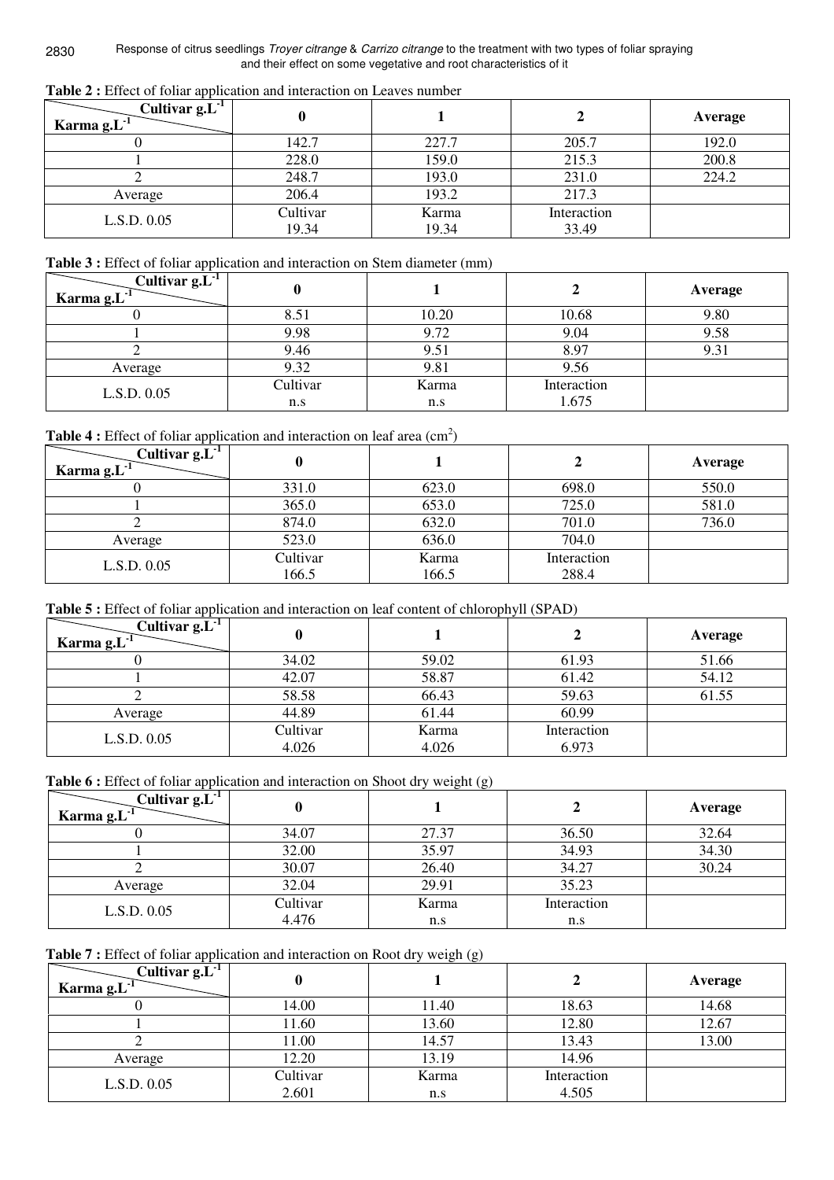**Table 2 :** Effect of foliar application and interaction on Leaves number

| Cultivar $g.L^{-1}$ / Karma $g.L^{-1}$ | 0 | 1 | 2 | Average |
|---|---|---|---|---|
| 0 | 142.7 | 227.7 | 205.7 | 192.0 |
| 1 | 228.0 | 159.0 | 215.3 | 200.8 |
| 2 | 248.7 | 193.0 | 231.0 | 224.2 |
| Average | 206.4 | 193.2 | 217.3 | |
| L.S.D. 0.05 | Cultivar 19.34 | Karma 19.34 | Interaction 33.49 | |

**Table 3 :** Effect of foliar application and interaction on Stem diameter (mm)

| Cultivar $g.L^{-1}$ / Karma $g.L^{-1}$ | 0 | 1 | 2 | Average |
|---|---|---|---|---|
| 0 | 8.51 | 10.20 | 10.68 | 9.80 |
| 1 | 9.98 | 9.72 | 9.04 | 9.58 |
| 2 | 9.46 | 9.51 | 8.97 | 9.31 |
| Average | 9.32 | 9.81 | 9.56 | |
| L.S.D. 0.05 | Cultivar n.s | Karma n.s | Interaction 1.675 | |

**Table 4 :** Effect of foliar application and interaction on leaf area ($cm^2$)

| Cultivar $g.L^{-1}$ / Karma $g.L^{-1}$ | 0 | 1 | 2 | Average |
|---|---|---|---|---|
| 0 | 331.0 | 623.0 | 698.0 | 550.0 |
| 1 | 365.0 | 653.0 | 725.0 | 581.0 |
| 2 | 874.0 | 632.0 | 701.0 | 736.0 |
| Average | 523.0 | 636.0 | 704.0 | |
| L.S.D. 0.05 | Cultivar 166.5 | Karma 166.5 | Interaction 288.4 | |

**Table 5 :** Effect of foliar application and interaction on leaf content of chlorophyll (SPAD)

| Cultivar $g.L^{-1}$ / Karma $g.L^{-1}$ | 0 | 1 | 2 | Average |
|---|---|---|---|---|
| 0 | 34.02 | 59.02 | 61.93 | 51.66 |
| 1 | 42.07 | 58.87 | 61.42 | 54.12 |
| 2 | 58.58 | 66.43 | 59.63 | 61.55 |
| Average | 44.89 | 61.44 | 60.99 | |
| L.S.D. 0.05 | Cultivar 4.026 | Karma 4.026 | Interaction 6.973 | |

**Table 6 :** Effect of foliar application and interaction on Shoot dry weight (g)

| Cultivar $g.L^{-1}$ / Karma $g.L^{-1}$ | 0 | 1 | 2 | Average |
|---|---|---|---|---|
| 0 | 34.07 | 27.37 | 36.50 | 32.64 |
| 1 | 32.00 | 35.97 | 34.93 | 34.30 |
| 2 | 30.07 | 26.40 | 34.27 | 30.24 |
| Average | 32.04 | 29.91 | 35.23 | |
| L.S.D. 0.05 | Cultivar 4.476 | Karma n.s | Interaction n.s | |

**Table 7 :** Effect of foliar application and interaction on Root dry weigh (g)

| Cultivar $g.L^{-1}$ / Karma $g.L^{-1}$ | 0 | 1 | 2 | Average |
|---|---|---|---|---|
| 0 | 14.00 | 11.40 | 18.63 | 14.68 |
| 1 | 11.60 | 13.60 | 12.80 | 12.67 |
| 2 | 11.00 | 14.57 | 13.43 | 13.00 |
| Average | 12.20 | 13.19 | 14.96 | |
| L.S.D. 0.05 | Cultivar 2.601 | Karma n.s | Interaction 4.505 | |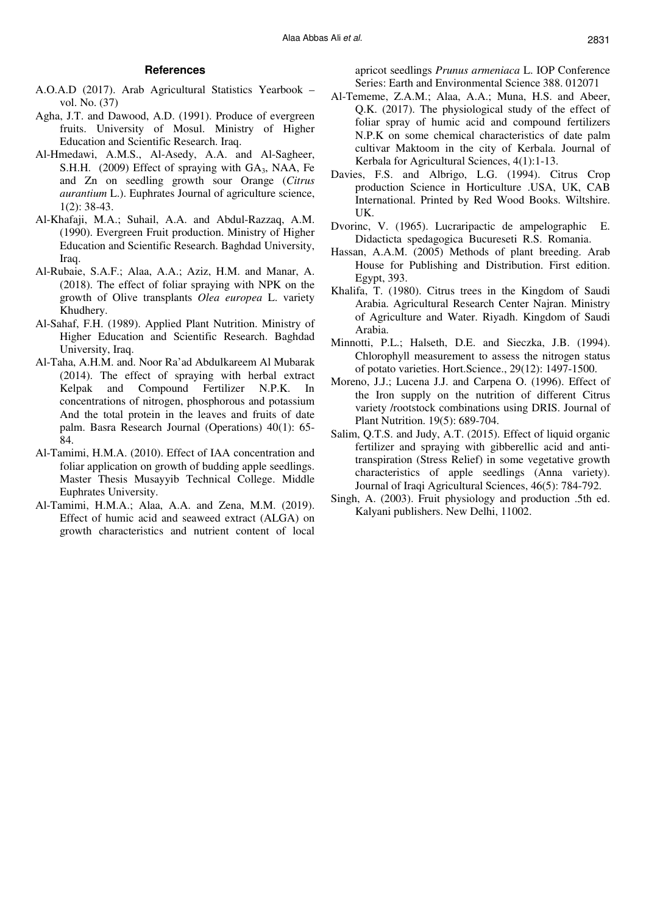## References

A.O.A.D (2017). Arab Agricultural Statistics Yearbook – vol. No. (37)

Agha, J.T. and Dawood, A.D. (1991). Produce of evergreen fruits. University of Mosul. Ministry of Higher Education and Scientific Research. Iraq.

Al-Hmedawi, A.M.S., Al-Asedy, A.A. and Al-Sagheer, S.H.H. (2009) Effect of spraying with $GA_3$, NAA, Fe and Zn on seedling growth sour Orange (*Citrus aurantium* L.). Euphrates Journal of agriculture science, 1(2): 38-43.

Al-Khafaji, M.A.; Suhail, A.A. and Abdul-Razzaq, A.M. (1990). Evergreen Fruit production. Ministry of Higher Education and Scientific Research. Baghdad University, Iraq.

Al-Rubaie, S.A.F.; Alaa, A.A.; Aziz, H.M. and Manar, A. (2018). The effect of foliar spraying with NPK on the growth of Olive transplants *Olea europea* L. variety Khudhery.

Al-Sahaf, F.H. (1989). Applied Plant Nutrition. Ministry of Higher Education and Scientific Research. Baghdad University, Iraq.

Al-Taha, A.H.M. and. Noor Ra'ad Abdulkareem Al Mubarak (2014). The effect of spraying with herbal extract Kelpak and Compound Fertilizer N.P.K. In concentrations of nitrogen, phosphorous and potassium And the total protein in the leaves and fruits of date palm. Basra Research Journal (Operations) 40(1): 65-84.

Al-Tamimi, H.M.A. (2010). Effect of IAA concentration and foliar application on growth of budding apple seedlings. Master Thesis Musayyib Technical College. Middle Euphrates University.

Al-Tamimi, H.M.A.; Alaa, A.A. and Zena, M.M. (2019). Effect of humic acid and seaweed extract (ALGA) on growth characteristics and nutrient content of local apricot seedlings *Prunus armeniaca* L. IOP Conference Series: Earth and Environmental Science 388. 012071

Al-Tememe, Z.A.M.; Alaa, A.A.; Muna, H.S. and Abeer, Q.K. (2017). The physiological study of the effect of foliar spray of humic acid and compound fertilizers N.P.K on some chemical characteristics of date palm cultivar Maktoom in the city of Kerbala. Journal of Kerbala for Agricultural Sciences, 4(1):1-13.

Davies, F.S. and Albrigo, L.G. (1994). Citrus Crop production Science in Horticulture .USA, UK, CAB International. Printed by Red Wood Books. Wiltshire. UK.

Dvorinc, V. (1965). Lucraripactic de ampelographic E. Didacticta spedagogica Bucureseti R.S. Romania.

Hassan, A.A.M. (2005) Methods of plant breeding. Arab House for Publishing and Distribution. First edition. Egypt, 393.

Khalifa, T. (1980). Citrus trees in the Kingdom of Saudi Arabia. Agricultural Research Center Najran. Ministry of Agriculture and Water. Riyadh. Kingdom of Saudi Arabia.

Minnotti, P.L.; Halseth, D.E. and Sieczka, J.B. (1994). Chlorophyll measurement to assess the nitrogen status of potato varieties. Hort.Science., 29(12): 1497-1500.

Moreno, J.J.; Lucena J.J. and Carpena O. (1996). Effect of the Iron supply on the nutrition of different Citrus variety /rootstock combinations using DRIS. Journal of Plant Nutrition. 19(5): 689-704.

Salim, Q.T.S. and Judy, A.T. (2015). Effect of liquid organic fertilizer and spraying with gibberellic acid and anti-transpiration (Stress Relief) in some vegetative growth characteristics of apple seedlings (Anna variety). Journal of Iraqi Agricultural Sciences, 46(5): 784-792.

Singh, A. (2003). Fruit physiology and production .5th ed. Kalyani publishers. New Delhi, 11002.